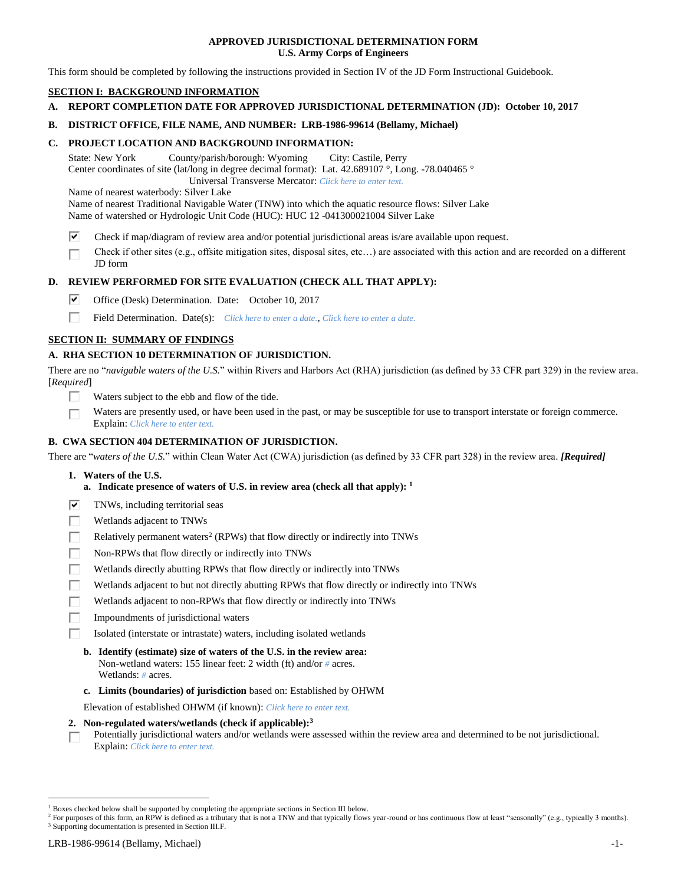# APPROVED JURISDICTIONAL DETERMINATION FORM
## U.S. Army Corps of Engineers

This form should be completed by following the instructions provided in Section IV of the JD Form Instructional Guidebook.

## SECTION I: BACKGROUND INFORMATION

**A. REPORT COMPLETION DATE FOR APPROVED JURISDICTIONAL DETERMINATION (JD): October 10, 2017**

**B. DISTRICT OFFICE, FILE NAME, AND NUMBER: LRB-1986-99614 (Bellamy, Michael)**

**C. PROJECT LOCATION AND BACKGROUND INFORMATION:**

State: New York County/parish/borough: Wyoming City: Castile, Perry
Center coordinates of site (lat/long in degree decimal format): Lat. 42.689107 °, Long. -78.040465 °
Universal Transverse Mercator: *Click here to enter text.*
Name of nearest waterbody: Silver Lake
Name of nearest Traditional Navigable Water (TNW) into which the aquatic resource flows: Silver Lake
Name of watershed or Hydrologic Unit Code (HUC): HUC 12 -041300021004 Silver Lake

- [x] Check if map/diagram of review area and/or potential jurisdictional areas is/are available upon request.
- [ ] Check if other sites (e.g., offsite mitigation sites, disposal sites, etc…) are associated with this action and are recorded on a different JD form

**D. REVIEW PERFORMED FOR SITE EVALUATION (CHECK ALL THAT APPLY):**

- [x] Office (Desk) Determination. Date: October 10, 2017
- [ ] Field Determination. Date(s): *Click here to enter a date., Click here to enter a date.*

## SECTION II: SUMMARY OF FINDINGS

**A. RHA SECTION 10 DETERMINATION OF JURISDICTION.**

There are no "*navigable waters of the U.S.*" within Rivers and Harbors Act (RHA) jurisdiction (as defined by 33 CFR part 329) in the review area. [*Required*]

- [ ] Waters subject to the ebb and flow of the tide.
- [ ] Waters are presently used, or have been used in the past, or may be susceptible for use to transport interstate or foreign commerce. Explain: *Click here to enter text.*

**B. CWA SECTION 404 DETERMINATION OF JURISDICTION.**

There are "*waters of the U.S.*" within Clean Water Act (CWA) jurisdiction (as defined by 33 CFR part 328) in the review area. ***[Required]***

**1. Waters of the U.S.**

**a. Indicate presence of waters of U.S. in review area (check all that apply):** [1]

- [x] TNWs, including territorial seas
- [ ] Wetlands adjacent to TNWs
- [ ] Relatively permanent waters[2] (RPWs) that flow directly or indirectly into TNWs
- [ ] Non-RPWs that flow directly or indirectly into TNWs
- [ ] Wetlands directly abutting RPWs that flow directly or indirectly into TNWs
- [ ] Wetlands adjacent to but not directly abutting RPWs that flow directly or indirectly into TNWs
- [ ] Wetlands adjacent to non-RPWs that flow directly or indirectly into TNWs
- [ ] Impoundments of jurisdictional waters
- [ ] Isolated (interstate or intrastate) waters, including isolated wetlands

**b. Identify (estimate) size of waters of the U.S. in the review area:**
Non-wetland waters: 155 linear feet: 2 width (ft) and/or *#* acres.
Wetlands: *#* acres.

**c. Limits (boundaries) of jurisdiction** based on: Established by OHWM

Elevation of established OHWM (if known): *Click here to enter text.*

**2. Non-regulated waters/wetlands (check if applicable):**[3]

- [ ] Potentially jurisdictional waters and/or wetlands were assessed within the review area and determined to be not jurisdictional. Explain: *Click here to enter text.*

---

[1] Boxes checked below shall be supported by completing the appropriate sections in Section III below.
[2] For purposes of this form, an RPW is defined as a tributary that is not a TNW and that typically flows year-round or has continuous flow at least "seasonally" (e.g., typically 3 months).
[3] Supporting documentation is presented in Section III.F.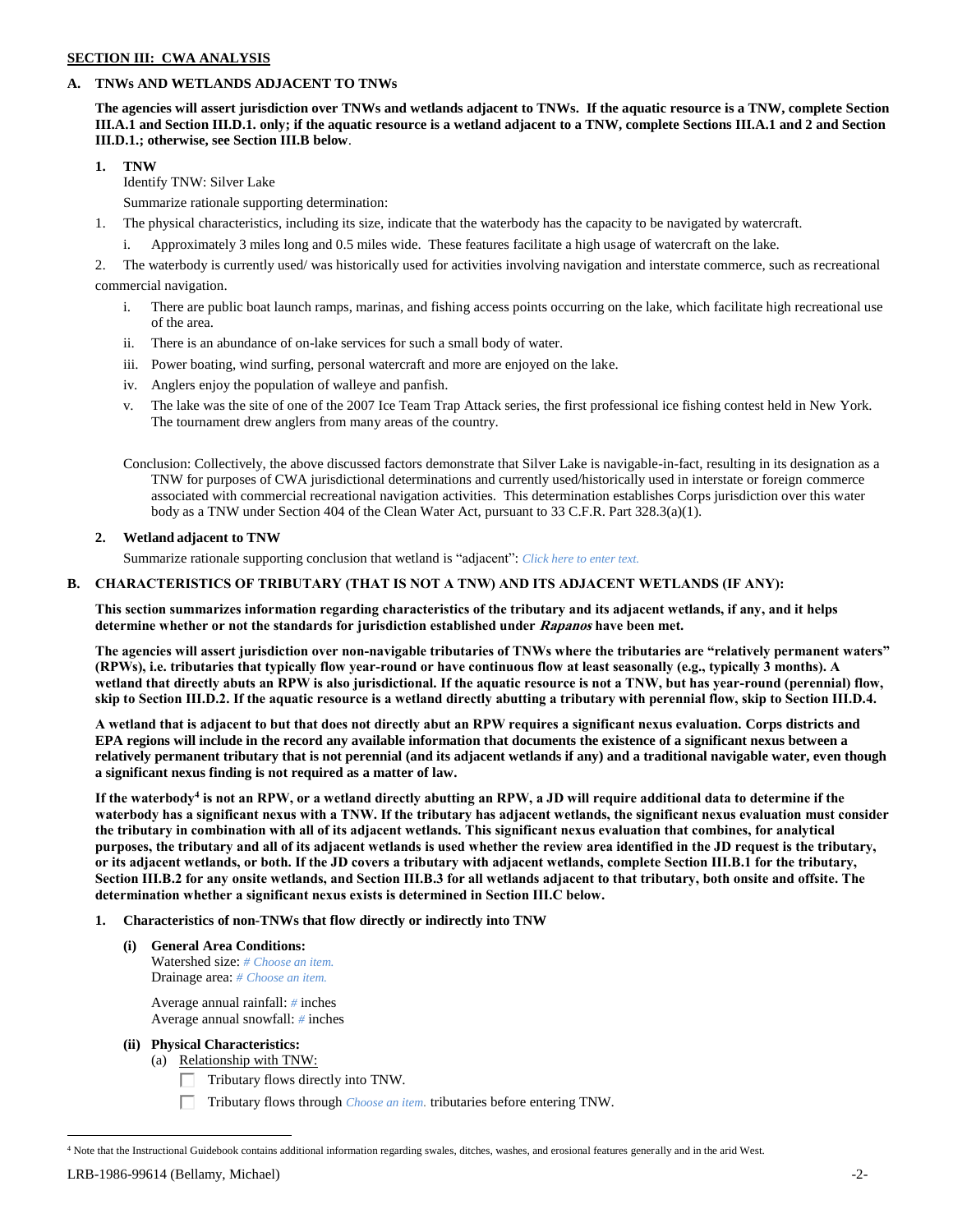**SECTION III: CWA ANALYSIS**

**A. TNWs AND WETLANDS ADJACENT TO TNWs**

**The agencies will assert jurisdiction over TNWs and wetlands adjacent to TNWs. If the aquatic resource is a TNW, complete Section III.A.1 and Section III.D.1. only; if the aquatic resource is a wetland adjacent to a TNW, complete Sections III.A.1 and 2 and Section III.D.1.; otherwise, see Section III.B below**.

**1. TNW**

Identify TNW: Silver Lake

Summarize rationale supporting determination:

1. The physical characteristics, including its size, indicate that the waterbody has the capacity to be navigated by watercraft.
   i. Approximately 3 miles long and 0.5 miles wide. These features facilitate a high usage of watercraft on the lake.
2. The waterbody is currently used/ was historically used for activities involving navigation and interstate commerce, such as recreational commercial navigation.
   i. There are public boat launch ramps, marinas, and fishing access points occurring on the lake, which facilitate high recreational use of the area.
   ii. There is an abundance of on-lake services for such a small body of water.
   iii. Power boating, wind surfing, personal watercraft and more are enjoyed on the lake.
   iv. Anglers enjoy the population of walleye and panfish.
   v. The lake was the site of one of the 2007 Ice Team Trap Attack series, the first professional ice fishing contest held in New York. The tournament drew anglers from many areas of the country.

Conclusion: Collectively, the above discussed factors demonstrate that Silver Lake is navigable-in-fact, resulting in its designation as a TNW for purposes of CWA jurisdictional determinations and currently used/historically used in interstate or foreign commerce associated with commercial recreational navigation activities. This determination establishes Corps jurisdiction over this water body as a TNW under Section 404 of the Clean Water Act, pursuant to 33 C.F.R. Part 328.3(a)(1).

**2. Wetland adjacent to TNW**

Summarize rationale supporting conclusion that wetland is "adjacent": *Click here to enter text.*

**B. CHARACTERISTICS OF TRIBUTARY (THAT IS NOT A TNW) AND ITS ADJACENT WETLANDS (IF ANY):**

**This section summarizes information regarding characteristics of the tributary and its adjacent wetlands, if any, and it helps determine whether or not the standards for jurisdiction established under *Rapanos* have been met.**

**The agencies will assert jurisdiction over non-navigable tributaries of TNWs where the tributaries are "relatively permanent waters" (RPWs), i.e. tributaries that typically flow year-round or have continuous flow at least seasonally (e.g., typically 3 months). A wetland that directly abuts an RPW is also jurisdictional. If the aquatic resource is not a TNW, but has year-round (perennial) flow, skip to Section III.D.2. If the aquatic resource is a wetland directly abutting a tributary with perennial flow, skip to Section III.D.4.**

**A wetland that is adjacent to but that does not directly abut an RPW requires a significant nexus evaluation. Corps districts and EPA regions will include in the record any available information that documents the existence of a significant nexus between a relatively permanent tributary that is not perennial (and its adjacent wetlands if any) and a traditional navigable water, even though a significant nexus finding is not required as a matter of law.**

**If the waterbody[4] is not an RPW, or a wetland directly abutting an RPW, a JD will require additional data to determine if the waterbody has a significant nexus with a TNW. If the tributary has adjacent wetlands, the significant nexus evaluation must consider the tributary in combination with all of its adjacent wetlands. This significant nexus evaluation that combines, for analytical purposes, the tributary and all of its adjacent wetlands is used whether the review area identified in the JD request is the tributary, or its adjacent wetlands, or both. If the JD covers a tributary with adjacent wetlands, complete Section III.B.1 for the tributary, Section III.B.2 for any onsite wetlands, and Section III.B.3 for all wetlands adjacent to that tributary, both onsite and offsite. The determination whether a significant nexus exists is determined in Section III.C below.**

**1. Characteristics of non-TNWs that flow directly or indirectly into TNW**

**(i) General Area Conditions:**

Watershed size: *# Choose an item.*
Drainage area: *# Choose an item.*

Average annual rainfall: *#* inches
Average annual snowfall: *#* inches

**(ii) Physical Characteristics:**

(a) Relationship with TNW:

☐ Tributary flows directly into TNW.

☐ Tributary flows through *Choose an item.* tributaries before entering TNW.

[4] Note that the Instructional Guidebook contains additional information regarding swales, ditches, washes, and erosional features generally and in the arid West.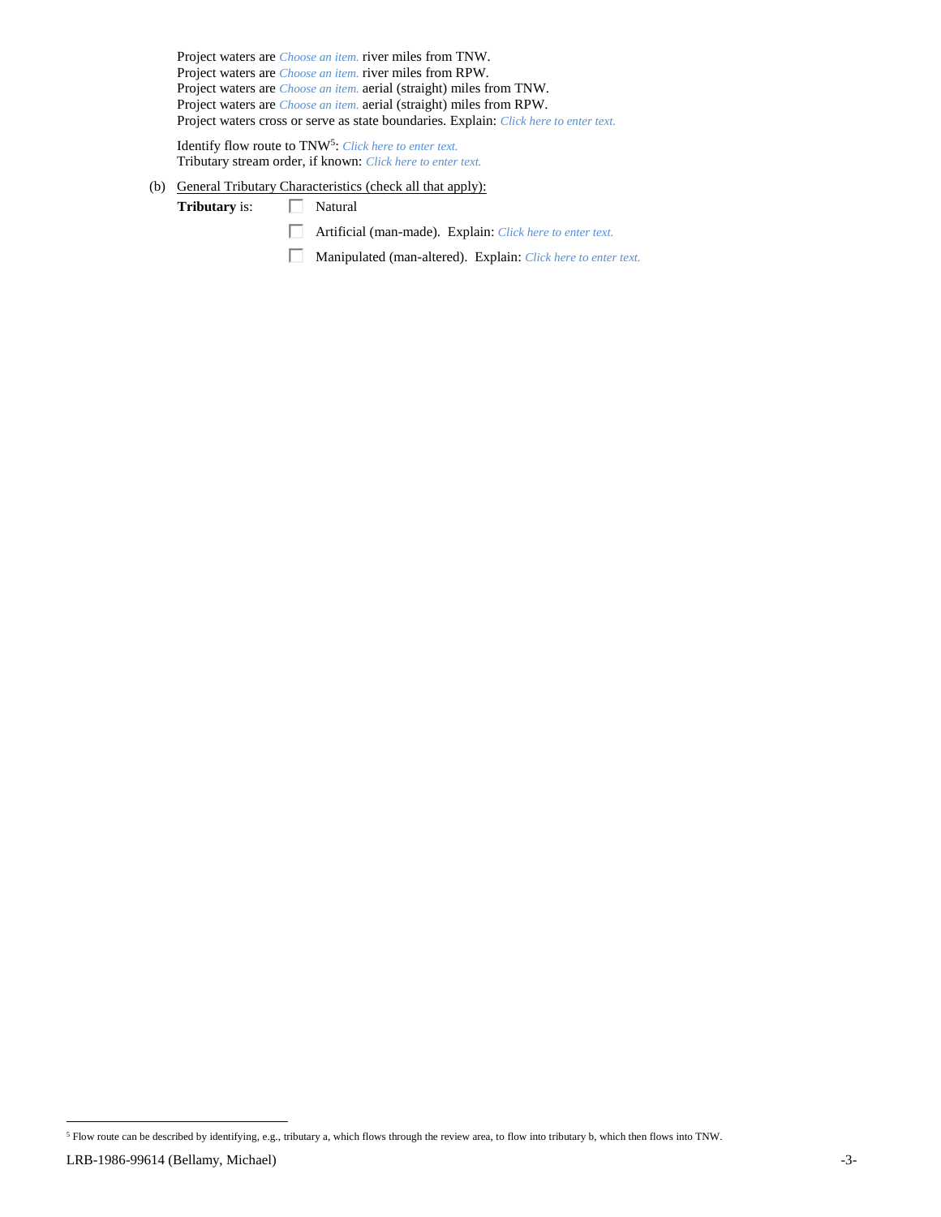Project waters are *Choose an item.* river miles from TNW.
Project waters are *Choose an item.* river miles from RPW.
Project waters are *Choose an item.* aerial (straight) miles from TNW.
Project waters are *Choose an item.* aerial (straight) miles from RPW.
Project waters cross or serve as state boundaries. Explain: *Click here to enter text.*

Identify flow route to TNW[5]: *Click here to enter text.*
Tributary stream order, if known: *Click here to enter text.*

(b) General Tributary Characteristics (check all that apply):

**Tributary** is:

- ☐ Natural
- ☐ Artificial (man-made). Explain: *Click here to enter text.*
- ☐ Manipulated (man-altered). Explain: *Click here to enter text.*

[5] Flow route can be described by identifying, e.g., tributary a, which flows through the review area, to flow into tributary b, which then flows into TNW.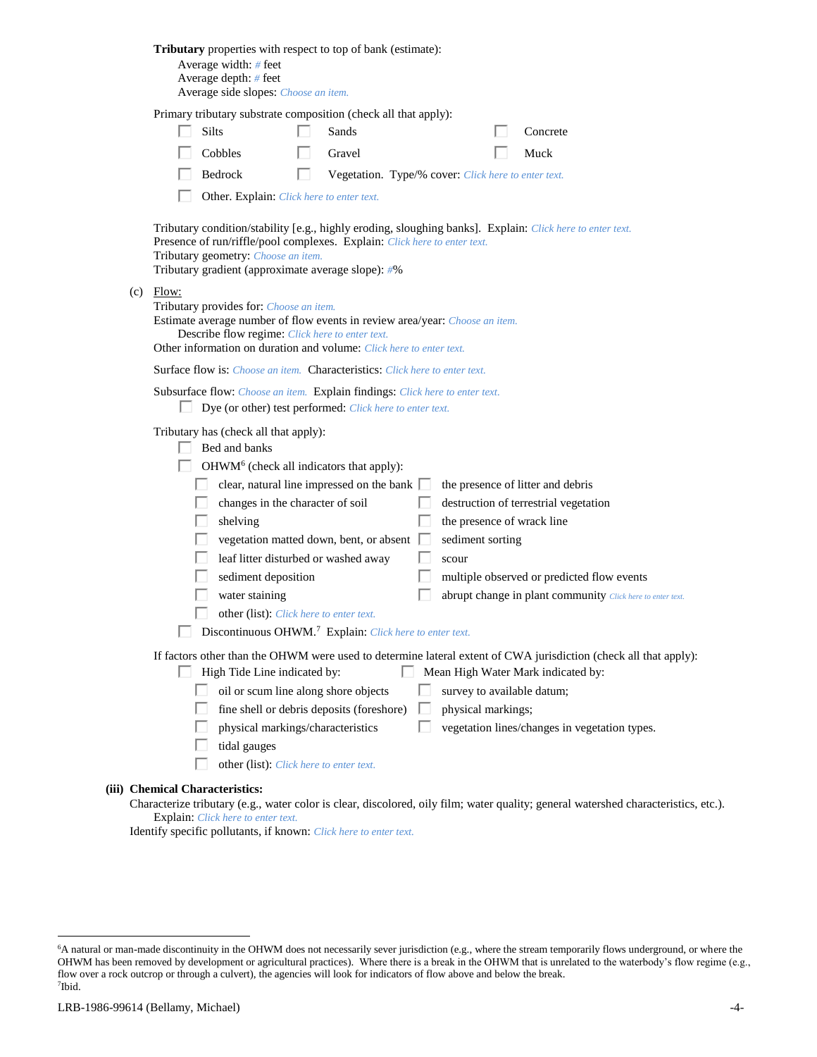**Tributary** properties with respect to top of bank (estimate):

Average width: # feet
Average depth: # feet
Average side slopes: Choose an item.

Primary tributary substrate composition (check all that apply):

- ☐ Silts
- ☐ Sands
- ☐ Concrete
- ☐ Cobbles
- ☐ Gravel
- ☐ Muck
- ☐ Bedrock
- ☐ Vegetation. Type/% cover: Click here to enter text.
- ☐ Other. Explain: Click here to enter text.

Tributary condition/stability [e.g., highly eroding, sloughing banks]. Explain: Click here to enter text.
Presence of run/riffle/pool complexes. Explain: Click here to enter text.
Tributary geometry: Choose an item.
Tributary gradient (approximate average slope): #%

(c) Flow:

Tributary provides for: Choose an item.
Estimate average number of flow events in review area/year: Choose an item.
Describe flow regime: Click here to enter text.
Other information on duration and volume: Click here to enter text.

Surface flow is: Choose an item. Characteristics: Click here to enter text.

Subsurface flow: Choose an item. Explain findings: Click here to enter text.
☐ Dye (or other) test performed: Click here to enter text.

Tributary has (check all that apply):

- ☐ Bed and banks
- ☐ OHWM[6] (check all indicators that apply):
  - ☐ clear, natural line impressed on the bank
  - ☐ the presence of litter and debris
  - ☐ changes in the character of soil
  - ☐ destruction of terrestrial vegetation
  - ☐ shelving
  - ☐ the presence of wrack line
  - ☐ vegetation matted down, bent, or absent
  - ☐ sediment sorting
  - ☐ leaf litter disturbed or washed away
  - ☐ scour
  - ☐ sediment deposition
  - ☐ multiple observed or predicted flow events
  - ☐ water staining
  - ☐ abrupt change in plant community Click here to enter text.
  - ☐ other (list): Click here to enter text.
- ☐ Discontinuous OHWM.[7] Explain: Click here to enter text.

If factors other than the OHWM were used to determine lateral extent of CWA jurisdiction (check all that apply):

- ☐ High Tide Line indicated by:
  - ☐ oil or scum line along shore objects
  - ☐ fine shell or debris deposits (foreshore)
  - ☐ physical markings/characteristics
  - ☐ tidal gauges
  - ☐ other (list): Click here to enter text.
- ☐ Mean High Water Mark indicated by:
  - ☐ survey to available datum;
  - ☐ physical markings;
  - ☐ vegetation lines/changes in vegetation types.

**(iii) Chemical Characteristics:**

Characterize tributary (e.g., water color is clear, discolored, oily film; water quality; general watershed characteristics, etc.).
Explain: Click here to enter text.
Identify specific pollutants, if known: Click here to enter text.

---

[6] A natural or man-made discontinuity in the OHWM does not necessarily sever jurisdiction (e.g., where the stream temporarily flows underground, or where the OHWM has been removed by development or agricultural practices). Where there is a break in the OHWM that is unrelated to the waterbody's flow regime (e.g., flow over a rock outcrop or through a culvert), the agencies will look for indicators of flow above and below the break.
[7] Ibid.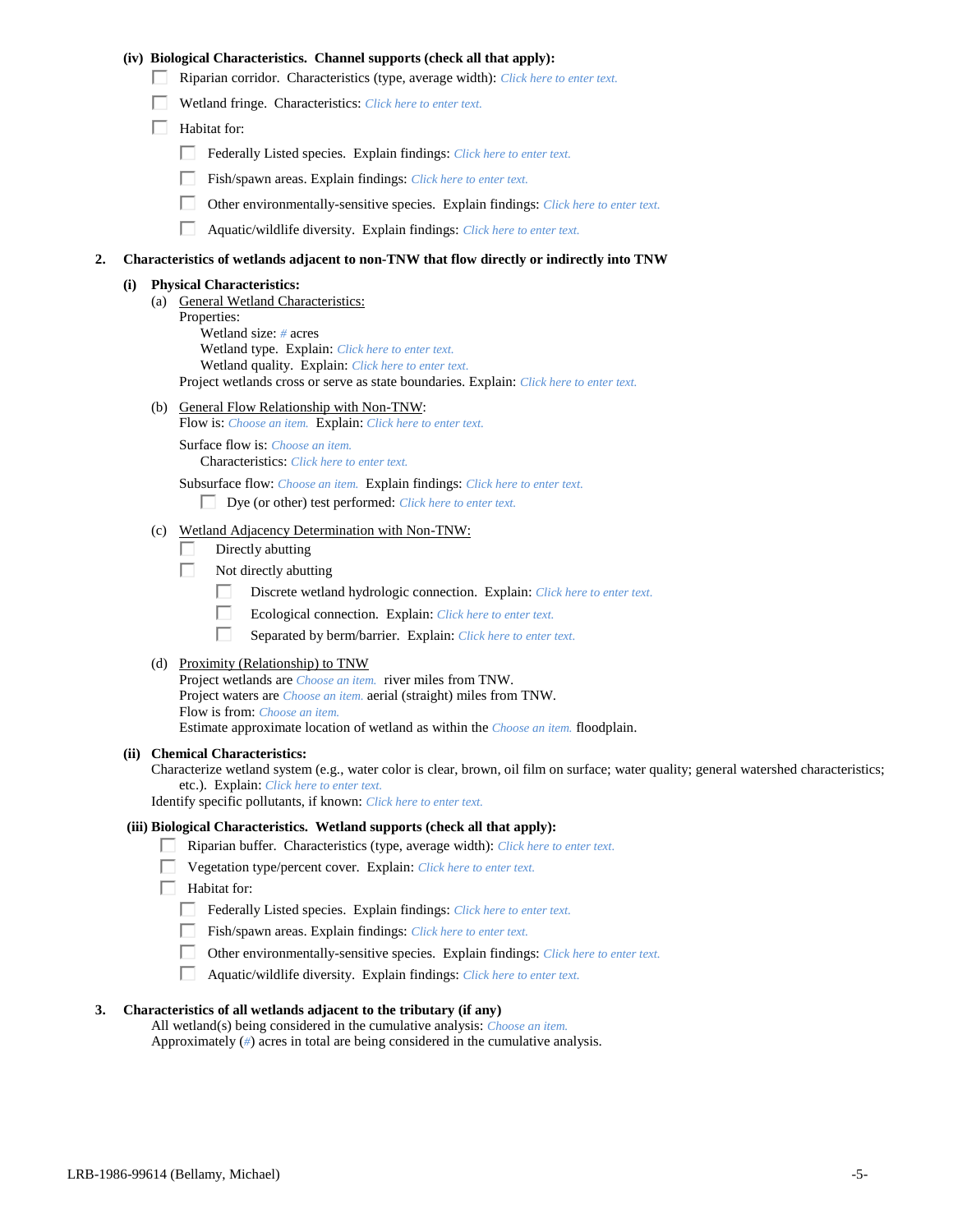**(iv) Biological Characteristics. Channel supports (check all that apply):**

- ☐ Riparian corridor. Characteristics (type, average width): *Click here to enter text.*
- ☐ Wetland fringe. Characteristics: *Click here to enter text.*
- ☐ Habitat for:
  - ☐ Federally Listed species. Explain findings: *Click here to enter text.*
  - ☐ Fish/spawn areas. Explain findings: *Click here to enter text.*
  - ☐ Other environmentally-sensitive species. Explain findings: *Click here to enter text.*
  - ☐ Aquatic/wildlife diversity. Explain findings: *Click here to enter text.*

**2. Characteristics of wetlands adjacent to non-TNW that flow directly or indirectly into TNW**

**(i) Physical Characteristics:**

(a) General Wetland Characteristics:
Properties:
Wetland size: *#* acres
Wetland type. Explain: *Click here to enter text.*
Wetland quality. Explain: *Click here to enter text.*
Project wetlands cross or serve as state boundaries. Explain: *Click here to enter text.*

(b) General Flow Relationship with Non-TNW:
Flow is: *Choose an item.* Explain: *Click here to enter text.*

Surface flow is: *Choose an item.*
Characteristics: *Click here to enter text.*

Subsurface flow: *Choose an item.* Explain findings: *Click here to enter text.*
☐ Dye (or other) test performed: *Click here to enter text.*

(c) Wetland Adjacency Determination with Non-TNW:
- ☐ Directly abutting
- ☐ Not directly abutting
  - ☐ Discrete wetland hydrologic connection. Explain: *Click here to enter text.*
  - ☐ Ecological connection. Explain: *Click here to enter text.*
  - ☐ Separated by berm/barrier. Explain: *Click here to enter text.*

(d) Proximity (Relationship) to TNW
Project wetlands are *Choose an item.* river miles from TNW.
Project waters are *Choose an item.* aerial (straight) miles from TNW.
Flow is from: *Choose an item.*
Estimate approximate location of wetland as within the *Choose an item.* floodplain.

**(ii) Chemical Characteristics:**
Characterize wetland system (e.g., water color is clear, brown, oil film on surface; water quality; general watershed characteristics; etc.). Explain: *Click here to enter text.*
Identify specific pollutants, if known: *Click here to enter text.*

**(iii) Biological Characteristics. Wetland supports (check all that apply):**

- ☐ Riparian buffer. Characteristics (type, average width): *Click here to enter text.*
- ☐ Vegetation type/percent cover. Explain: *Click here to enter text.*
- ☐ Habitat for:
  - ☐ Federally Listed species. Explain findings: *Click here to enter text.*
  - ☐ Fish/spawn areas. Explain findings: *Click here to enter text.*
  - ☐ Other environmentally-sensitive species. Explain findings: *Click here to enter text.*
  - ☐ Aquatic/wildlife diversity. Explain findings: *Click here to enter text.*

**3. Characteristics of all wetlands adjacent to the tributary (if any)**

All wetland(s) being considered in the cumulative analysis: *Choose an item.*
Approximately (*#*) acres in total are being considered in the cumulative analysis.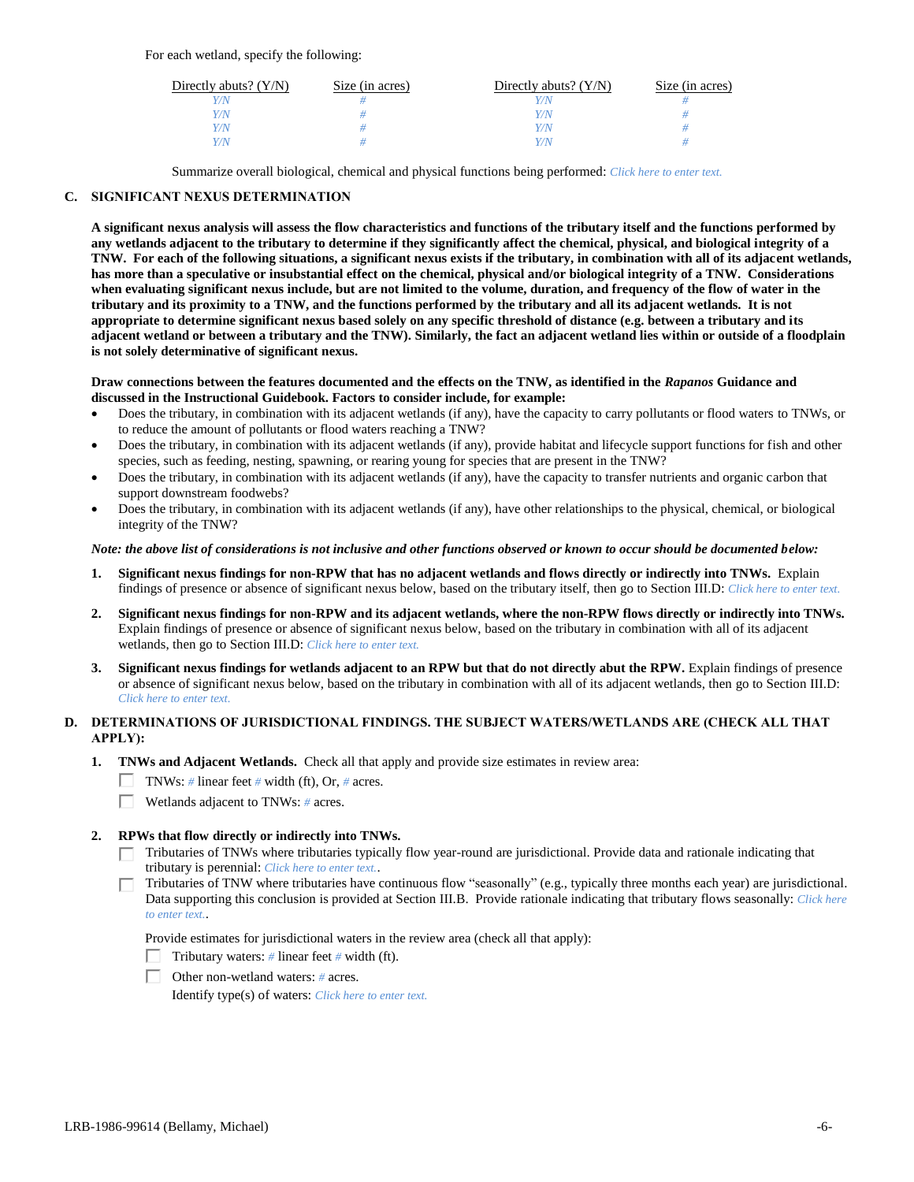For each wetland, specify the following:

| Directly abuts? (Y/N) | Size (in acres) | Directly abuts? (Y/N) | Size (in acres) |
|---|---|---|---|
| Y/N | # | Y/N | # |
| Y/N | # | Y/N | # |
| Y/N | # | Y/N | # |
| Y/N | # | Y/N | # |

Summarize overall biological, chemical and physical functions being performed: *Click here to enter text.*

## C. SIGNIFICANT NEXUS DETERMINATION

**A significant nexus analysis will assess the flow characteristics and functions of the tributary itself and the functions performed by any wetlands adjacent to the tributary to determine if they significantly affect the chemical, physical, and biological integrity of a TNW. For each of the following situations, a significant nexus exists if the tributary, in combination with all of its adjacent wetlands, has more than a speculative or insubstantial effect on the chemical, physical and/or biological integrity of a TNW. Considerations when evaluating significant nexus include, but are not limited to the volume, duration, and frequency of the flow of water in the tributary and its proximity to a TNW, and the functions performed by the tributary and all its adjacent wetlands. It is not appropriate to determine significant nexus based solely on any specific threshold of distance (e.g. between a tributary and its adjacent wetland or between a tributary and the TNW). Similarly, the fact an adjacent wetland lies within or outside of a floodplain is not solely determinative of significant nexus.**

**Draw connections between the features documented and the effects on the TNW, as identified in the *Rapanos* Guidance and discussed in the Instructional Guidebook. Factors to consider include, for example:**

- Does the tributary, in combination with its adjacent wetlands (if any), have the capacity to carry pollutants or flood waters to TNWs, or to reduce the amount of pollutants or flood waters reaching a TNW?
- Does the tributary, in combination with its adjacent wetlands (if any), provide habitat and lifecycle support functions for fish and other species, such as feeding, nesting, spawning, or rearing young for species that are present in the TNW?
- Does the tributary, in combination with its adjacent wetlands (if any), have the capacity to transfer nutrients and organic carbon that support downstream foodwebs?
- Does the tributary, in combination with its adjacent wetlands (if any), have other relationships to the physical, chemical, or biological integrity of the TNW?

***Note: the above list of considerations is not inclusive and other functions observed or known to occur should be documented below:***

1. **Significant nexus findings for non-RPW that has no adjacent wetlands and flows directly or indirectly into TNWs.** Explain findings of presence or absence of significant nexus below, based on the tributary itself, then go to Section III.D: *Click here to enter text.*

2. **Significant nexus findings for non-RPW and its adjacent wetlands, where the non-RPW flows directly or indirectly into TNWs.** Explain findings of presence or absence of significant nexus below, based on the tributary in combination with all of its adjacent wetlands, then go to Section III.D: *Click here to enter text.*

3. **Significant nexus findings for wetlands adjacent to an RPW but that do not directly abut the RPW.** Explain findings of presence or absence of significant nexus below, based on the tributary in combination with all of its adjacent wetlands, then go to Section III.D: *Click here to enter text.*

## D. DETERMINATIONS OF JURISDICTIONAL FINDINGS. THE SUBJECT WATERS/WETLANDS ARE (CHECK ALL THAT APPLY):

1. **TNWs and Adjacent Wetlands.** Check all that apply and provide size estimates in review area:
   - ☐ TNWs: # linear feet # width (ft), Or, # acres.
   - ☐ Wetlands adjacent to TNWs: # acres.

2. **RPWs that flow directly or indirectly into TNWs.**
   - ☐ Tributaries of TNWs where tributaries typically flow year-round are jurisdictional. Provide data and rationale indicating that tributary is perennial: *Click here to enter text.*.
   - ☐ Tributaries of TNW where tributaries have continuous flow "seasonally" (e.g., typically three months each year) are jurisdictional. Data supporting this conclusion is provided at Section III.B. Provide rationale indicating that tributary flows seasonally: *Click here to enter text.*.

   Provide estimates for jurisdictional waters in the review area (check all that apply):
   - ☐ Tributary waters: # linear feet # width (ft).
   - ☐ Other non-wetland waters: # acres.

     Identify type(s) of waters: *Click here to enter text.*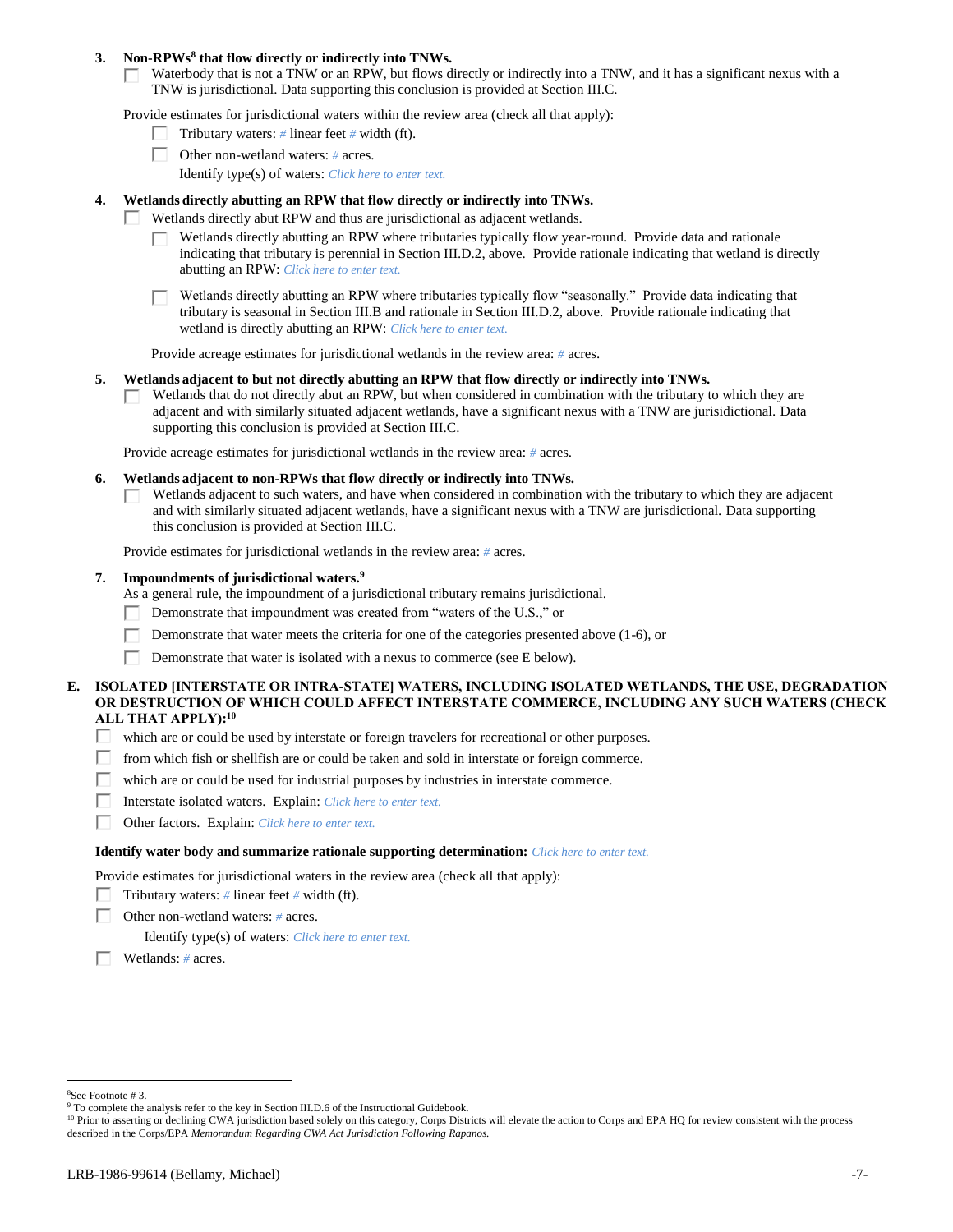**3. Non-RPWs[8] that flow directly or indirectly into TNWs.**

☐ Waterbody that is not a TNW or an RPW, but flows directly or indirectly into a TNW, and it has a significant nexus with a TNW is jurisdictional. Data supporting this conclusion is provided at Section III.C.

Provide estimates for jurisdictional waters within the review area (check all that apply):

☐ Tributary waters: # linear feet # width (ft).

☐ Other non-wetland waters: # acres.

Identify type(s) of waters: *Click here to enter text.*

**4. Wetlands directly abutting an RPW that flow directly or indirectly into TNWs.**

☐ Wetlands directly abut RPW and thus are jurisdictional as adjacent wetlands.

☐ Wetlands directly abutting an RPW where tributaries typically flow year-round. Provide data and rationale indicating that tributary is perennial in Section III.D.2, above. Provide rationale indicating that wetland is directly abutting an RPW: *Click here to enter text.*

☐ Wetlands directly abutting an RPW where tributaries typically flow "seasonally." Provide data indicating that tributary is seasonal in Section III.B and rationale in Section III.D.2, above. Provide rationale indicating that wetland is directly abutting an RPW: *Click here to enter text.*

Provide acreage estimates for jurisdictional wetlands in the review area: # acres.

**5. Wetlands adjacent to but not directly abutting an RPW that flow directly or indirectly into TNWs.**

☐ Wetlands that do not directly abut an RPW, but when considered in combination with the tributary to which they are adjacent and with similarly situated adjacent wetlands, have a significant nexus with a TNW are jurisdictional. Data supporting this conclusion is provided at Section III.C.

Provide acreage estimates for jurisdictional wetlands in the review area: # acres.

**6. Wetlands adjacent to non-RPWs that flow directly or indirectly into TNWs.**

☐ Wetlands adjacent to such waters, and have when considered in combination with the tributary to which they are adjacent and with similarly situated adjacent wetlands, have a significant nexus with a TNW are jurisdictional. Data supporting this conclusion is provided at Section III.C.

Provide estimates for jurisdictional wetlands in the review area: # acres.

**7. Impoundments of jurisdictional waters.[9]**

As a general rule, the impoundment of a jurisdictional tributary remains jurisdictional.

☐ Demonstrate that impoundment was created from "waters of the U.S.," or

☐ Demonstrate that water meets the criteria for one of the categories presented above (1-6), or

☐ Demonstrate that water is isolated with a nexus to commerce (see E below).

**E. ISOLATED [INTERSTATE OR INTRA-STATE] WATERS, INCLUDING ISOLATED WETLANDS, THE USE, DEGRADATION OR DESTRUCTION OF WHICH COULD AFFECT INTERSTATE COMMERCE, INCLUDING ANY SUCH WATERS (CHECK ALL THAT APPLY):[10]**

☐ which are or could be used by interstate or foreign travelers for recreational or other purposes.

☐ from which fish or shellfish are or could be taken and sold in interstate or foreign commerce.

☐ which are or could be used for industrial purposes by industries in interstate commerce.

☐ Interstate isolated waters. Explain: *Click here to enter text.*

☐ Other factors. Explain: *Click here to enter text.*

**Identify water body and summarize rationale supporting determination:** *Click here to enter text.*

Provide estimates for jurisdictional waters in the review area (check all that apply):

☐ Tributary waters: # linear feet # width (ft).

☐ Other non-wetland waters: # acres.

Identify type(s) of waters: *Click here to enter text.*

☐ Wetlands: # acres.

---

[8] See Footnote # 3.

[9] To complete the analysis refer to the key in Section III.D.6 of the Instructional Guidebook.

[10] Prior to asserting or declining CWA jurisdiction based solely on this category, Corps Districts will elevate the action to Corps and EPA HQ for review consistent with the process described in the Corps/EPA *Memorandum Regarding CWA Act Jurisdiction Following Rapanos.*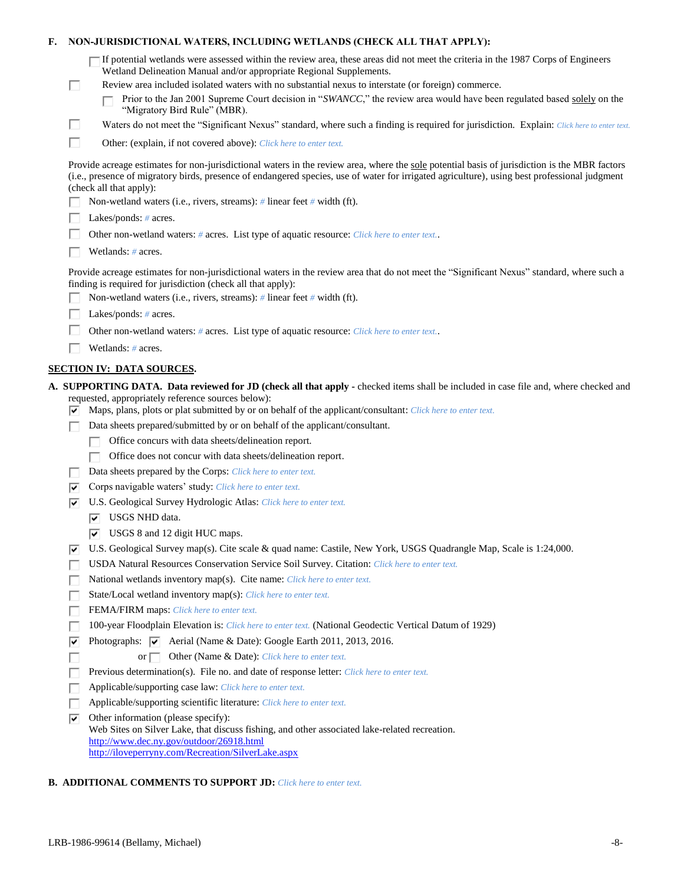**F. NON-JURISDICTIONAL WATERS, INCLUDING WETLANDS (CHECK ALL THAT APPLY):**

- [ ] If potential wetlands were assessed within the review area, these areas did not meet the criteria in the 1987 Corps of Engineers Wetland Delineation Manual and/or appropriate Regional Supplements.
- [ ] Review area included isolated waters with no substantial nexus to interstate (or foreign) commerce.
  - [ ] Prior to the Jan 2001 Supreme Court decision in "*SWANCC*," the review area would have been regulated based solely on the "Migratory Bird Rule" (MBR).
- [ ] Waters do not meet the "Significant Nexus" standard, where such a finding is required for jurisdiction. Explain: *Click here to enter text.*
- [ ] Other: (explain, if not covered above): *Click here to enter text.*

Provide acreage estimates for non-jurisdictional waters in the review area, where the sole potential basis of jurisdiction is the MBR factors (i.e., presence of migratory birds, presence of endangered species, use of water for irrigated agriculture), using best professional judgment (check all that apply):

- [ ] Non-wetland waters (i.e., rivers, streams): # linear feet # width (ft).
- [ ] Lakes/ponds: # acres.
- [ ] Other non-wetland waters: # acres. List type of aquatic resource: *Click here to enter text.*.
- [ ] Wetlands: # acres.

Provide acreage estimates for non-jurisdictional waters in the review area that do not meet the "Significant Nexus" standard, where such a finding is required for jurisdiction (check all that apply):

- [ ] Non-wetland waters (i.e., rivers, streams): # linear feet # width (ft).
- [ ] Lakes/ponds: # acres.
- [ ] Other non-wetland waters: # acres. List type of aquatic resource: *Click here to enter text.*.
- [ ] Wetlands: # acres.

## SECTION IV: DATA SOURCES.

**A. SUPPORTING DATA. Data reviewed for JD (check all that apply** - checked items shall be included in case file and, where checked and requested, appropriately reference sources below):

- [x] Maps, plans, plots or plat submitted by or on behalf of the applicant/consultant: *Click here to enter text.*
- [ ] Data sheets prepared/submitted by or on behalf of the applicant/consultant.
  - [ ] Office concurs with data sheets/delineation report.
  - [ ] Office does not concur with data sheets/delineation report.
- [ ] Data sheets prepared by the Corps: *Click here to enter text.*
- [x] Corps navigable waters' study: *Click here to enter text.*
- [x] U.S. Geological Survey Hydrologic Atlas: *Click here to enter text.*
  - [x] USGS NHD data.
  - [x] USGS 8 and 12 digit HUC maps.
- [x] U.S. Geological Survey map(s). Cite scale & quad name: Castile, New York, USGS Quadrangle Map, Scale is 1:24,000.
- [ ] USDA Natural Resources Conservation Service Soil Survey. Citation: *Click here to enter text.*
- [ ] National wetlands inventory map(s). Cite name: *Click here to enter text.*
- [ ] State/Local wetland inventory map(s): *Click here to enter text.*
- [ ] FEMA/FIRM maps: *Click here to enter text.*
- [ ] 100-year Floodplain Elevation is: *Click here to enter text.* (National Geodectic Vertical Datum of 1929)
- [x] Photographs: [x] Aerial (Name & Date): Google Earth 2011, 2013, 2016.
- [ ] or [ ] Other (Name & Date): *Click here to enter text.*
- [ ] Previous determination(s). File no. and date of response letter: *Click here to enter text.*
- [ ] Applicable/supporting case law: *Click here to enter text.*
- [ ] Applicable/supporting scientific literature: *Click here to enter text.*
- [x] Other information (please specify):
  Web Sites on Silver Lake, that discuss fishing, and other associated lake-related recreation.
  http://www.dec.ny.gov/outdoor/26918.html
  http://iloveperryny.com/Recreation/SilverLake.aspx

**B. ADDITIONAL COMMENTS TO SUPPORT JD:** *Click here to enter text.*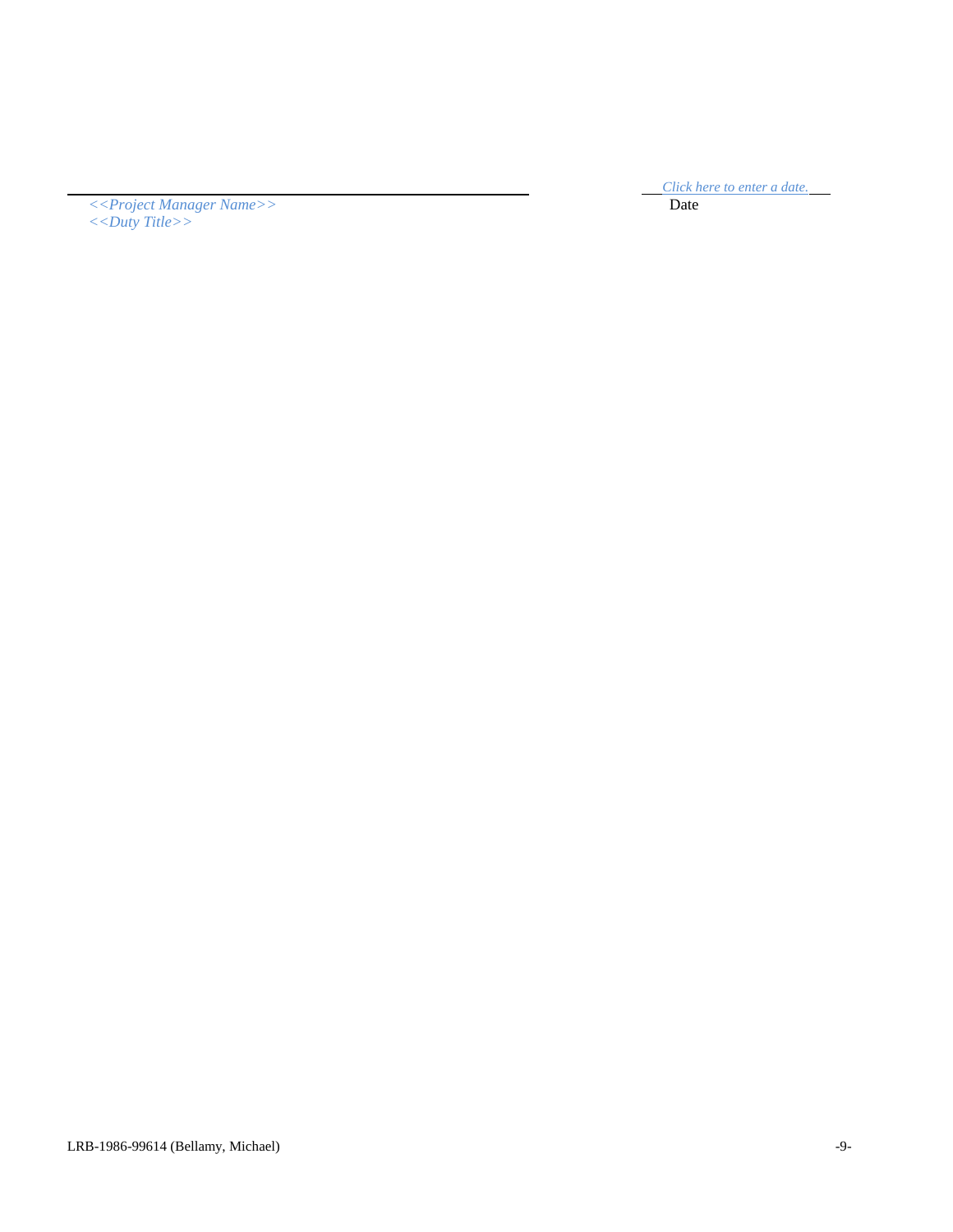______________________________________________________ <<Project Manager Name>>
<<Duty Title>>

Click here to enter a date.
Date